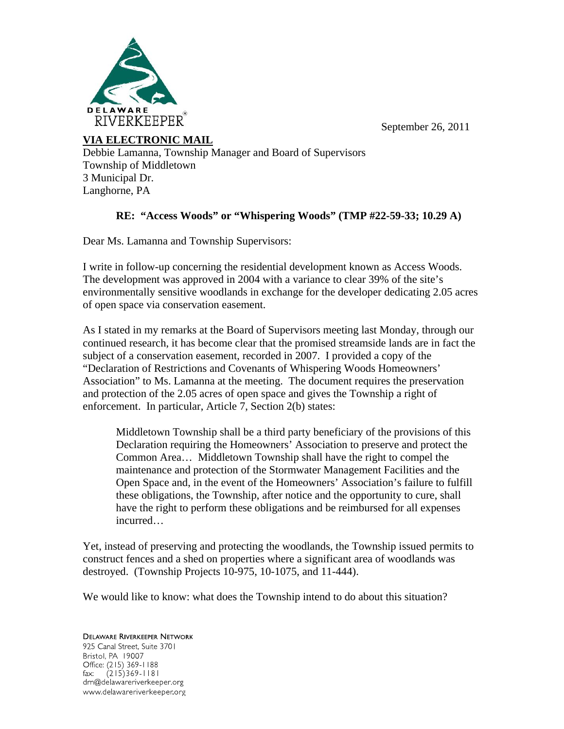DELAWARE RIVERKEEPER®

September 26, 2011

**VIA ELECTRONIC MAIL**

Debbie Lamanna, Township Manager and Board of Supervisors
Township of Middletown
3 Municipal Dr.
Langhorne, PA

**RE: "Access Woods" or "Whispering Woods" (TMP #22-59-33; 10.29 A)**

Dear Ms. Lamanna and Township Supervisors:

I write in follow-up concerning the residential development known as Access Woods. The development was approved in 2004 with a variance to clear 39% of the site's environmentally sensitive woodlands in exchange for the developer dedicating 2.05 acres of open space via conservation easement.

As I stated in my remarks at the Board of Supervisors meeting last Monday, through our continued research, it has become clear that the promised streamside lands are in fact the subject of a conservation easement, recorded in 2007. I provided a copy of the "Declaration of Restrictions and Covenants of Whispering Woods Homeowners' Association" to Ms. Lamanna at the meeting. The document requires the preservation and protection of the 2.05 acres of open space and gives the Township a right of enforcement. In particular, Article 7, Section 2(b) states:

> Middletown Township shall be a third party beneficiary of the provisions of this Declaration requiring the Homeowners' Association to preserve and protect the Common Area… Middletown Township shall have the right to compel the maintenance and protection of the Stormwater Management Facilities and the Open Space and, in the event of the Homeowners' Association's failure to fulfill these obligations, the Township, after notice and the opportunity to cure, shall have the right to perform these obligations and be reimbursed for all expenses incurred…

Yet, instead of preserving and protecting the woodlands, the Township issued permits to construct fences and a shed on properties where a significant area of woodlands was destroyed. (Township Projects 10-975, 10-1075, and 11-444).

We would like to know: what does the Township intend to do about this situation?

DELAWARE RIVERKEEPER NETWORK
925 Canal Street, Suite 3701
Bristol, PA 19007
Office: (215) 369-1188
fax: (215)369-1181
drn@delawareriverkeeper.org
www.delawareriverkeeper.org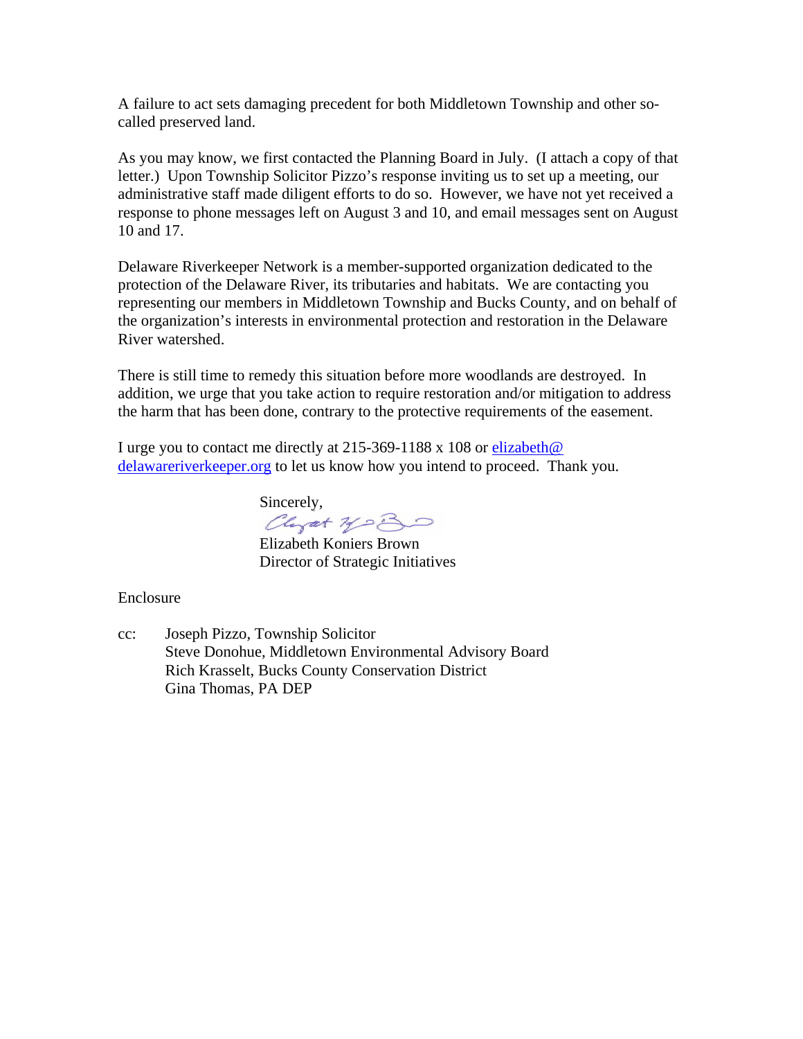A failure to act sets damaging precedent for both Middletown Township and other so-called preserved land.

As you may know, we first contacted the Planning Board in July. (I attach a copy of that letter.) Upon Township Solicitor Pizzo's response inviting us to set up a meeting, our administrative staff made diligent efforts to do so. However, we have not yet received a response to phone messages left on August 3 and 10, and email messages sent on August 10 and 17.

Delaware Riverkeeper Network is a member-supported organization dedicated to the protection of the Delaware River, its tributaries and habitats. We are contacting you representing our members in Middletown Township and Bucks County, and on behalf of the organization's interests in environmental protection and restoration in the Delaware River watershed.

There is still time to remedy this situation before more woodlands are destroyed. In addition, we urge that you take action to require restoration and/or mitigation to address the harm that has been done, contrary to the protective requirements of the easement.

I urge you to contact me directly at 215-369-1188 x 108 or elizabeth@delawareriverkeeper.org to let us know how you intend to proceed. Thank you.

Sincerely,

Elizabeth Koniers Brown
Director of Strategic Initiatives

Enclosure

cc: Joseph Pizzo, Township Solicitor
Steve Donohue, Middletown Environmental Advisory Board
Rich Krasselt, Bucks County Conservation District
Gina Thomas, PA DEP